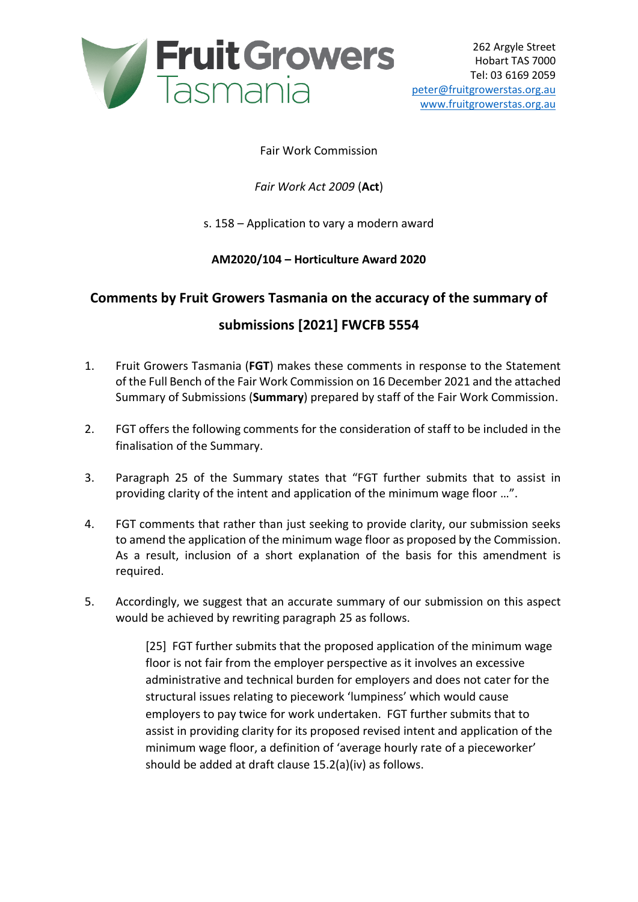Fruit Growers Tasmania

262 Argyle Street
Hobart TAS 7000
Tel: 03 6169 2059
peter@fruitgrowerstas.org.au
www.fruitgrowerstas.org.au

Fair Work Commission

*Fair Work Act 2009* (**Act**)

s. 158 – Application to vary a modern award

**AM2020/104 – Horticulture Award 2020**

# Comments by Fruit Growers Tasmania on the accuracy of the summary of submissions [2021] FWCFB 5554

1. Fruit Growers Tasmania (**FGT**) makes these comments in response to the Statement of the Full Bench of the Fair Work Commission on 16 December 2021 and the attached Summary of Submissions (**Summary**) prepared by staff of the Fair Work Commission.

2. FGT offers the following comments for the consideration of staff to be included in the finalisation of the Summary.

3. Paragraph 25 of the Summary states that "FGT further submits that to assist in providing clarity of the intent and application of the minimum wage floor …".

4. FGT comments that rather than just seeking to provide clarity, our submission seeks to amend the application of the minimum wage floor as proposed by the Commission. As a result, inclusion of a short explanation of the basis for this amendment is required.

5. Accordingly, we suggest that an accurate summary of our submission on this aspect would be achieved by rewriting paragraph 25 as follows.

   > [25] FGT further submits that the proposed application of the minimum wage floor is not fair from the employer perspective as it involves an excessive administrative and technical burden for employers and does not cater for the structural issues relating to piecework 'lumpiness' which would cause employers to pay twice for work undertaken. FGT further submits that to assist in providing clarity for its proposed revised intent and application of the minimum wage floor, a definition of 'average hourly rate of a pieceworker' should be added at draft clause 15.2(a)(iv) as follows.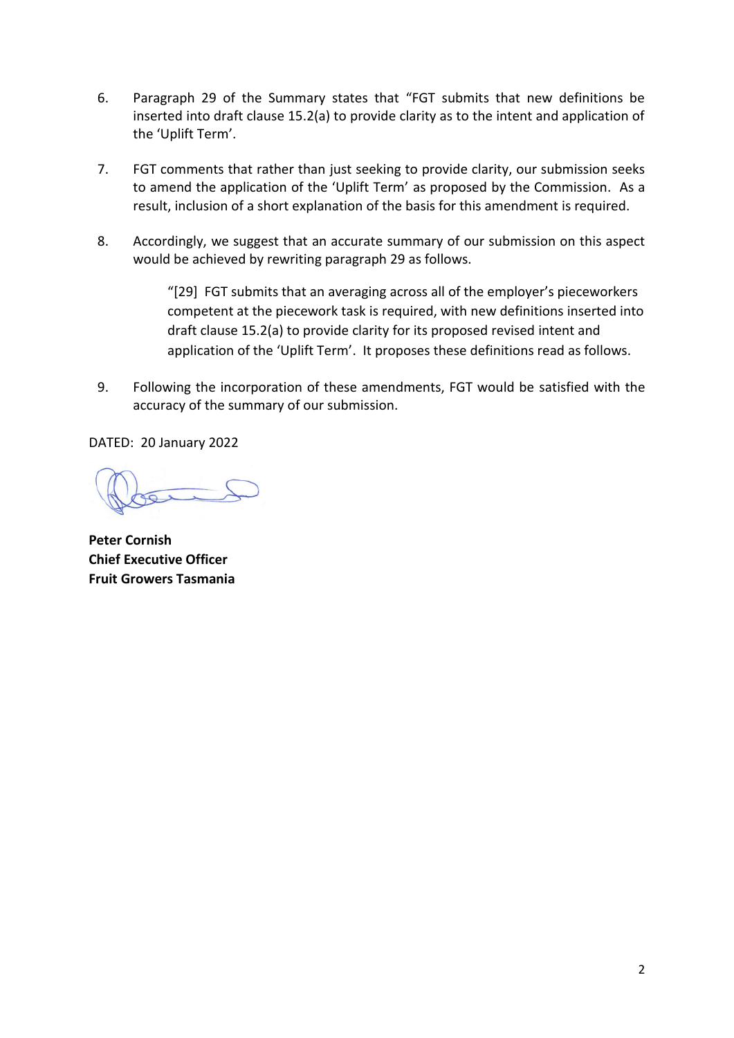6. Paragraph 29 of the Summary states that "FGT submits that new definitions be inserted into draft clause 15.2(a) to provide clarity as to the intent and application of the 'Uplift Term'.

7. FGT comments that rather than just seeking to provide clarity, our submission seeks to amend the application of the 'Uplift Term' as proposed by the Commission. As a result, inclusion of a short explanation of the basis for this amendment is required.

8. Accordingly, we suggest that an accurate summary of our submission on this aspect would be achieved by rewriting paragraph 29 as follows.

   > "[29] FGT submits that an averaging across all of the employer's pieceworkers competent at the piecework task is required, with new definitions inserted into draft clause 15.2(a) to provide clarity for its proposed revised intent and application of the 'Uplift Term'. It proposes these definitions read as follows.

9. Following the incorporation of these amendments, FGT would be satisfied with the accuracy of the summary of our submission.

DATED: 20 January 2022

**Peter Cornish**
**Chief Executive Officer**
**Fruit Growers Tasmania**